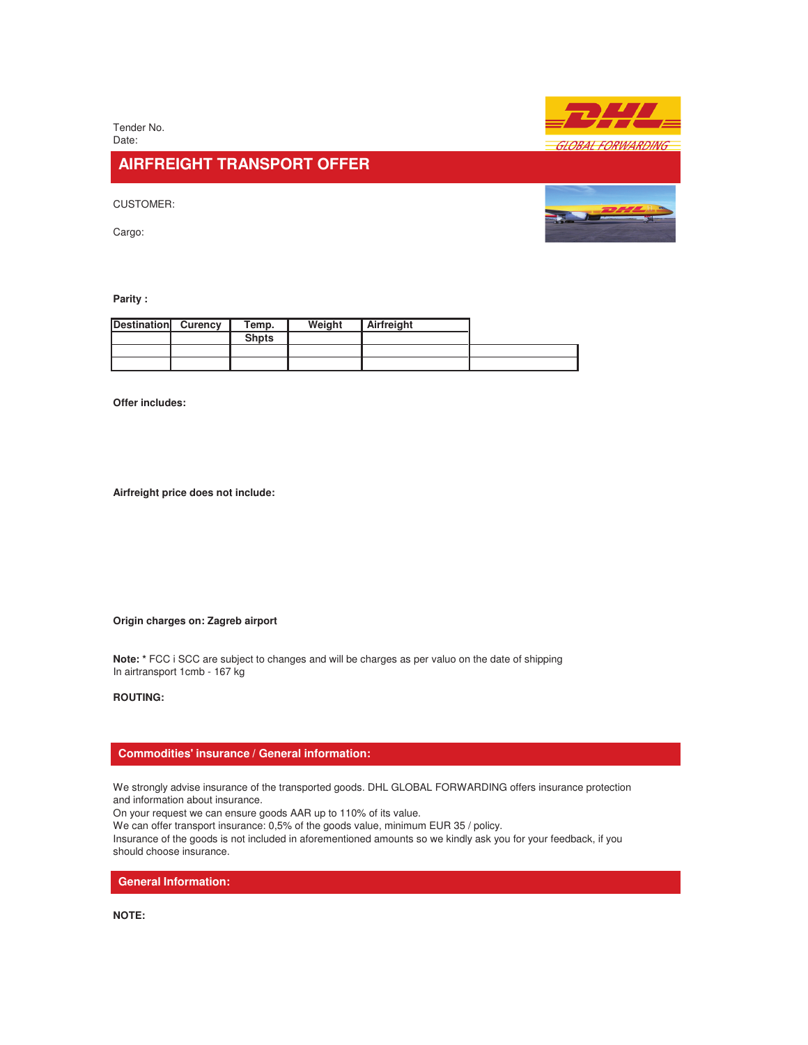Tender No.
Date:

# AIRFREIGHT TRANSPORT OFFER

CUSTOMER:

Cargo:

**Parity :**

| Destination | Curency | Temp. | Weight | Airfreight | |
|---|---|---|---|---|---|
| | | Shpts | | | |
| | | | | | |
| | | | | | |

**Offer includes:**

**Airfreight price does not include:**

**Origin charges on: Zagreb airport**

**Note:** * FCC i SCC are subject to changes and will be charges as per valuo on the date of shipping
In airtransport 1cmb - 167 kg

**ROUTING:**

## Commodities' insurance / General information:

We strongly advise insurance of the transported goods. DHL GLOBAL FORWARDING offers insurance protection and information about insurance.
On your request we can ensure goods AAR up to 110% of its value.
We can offer transport insurance: 0,5% of the goods value, minimum EUR 35 / policy.
Insurance of the goods is not included in aforementioned amounts so we kindly ask you for your feedback, if you should choose insurance.

## General Information:

**NOTE:**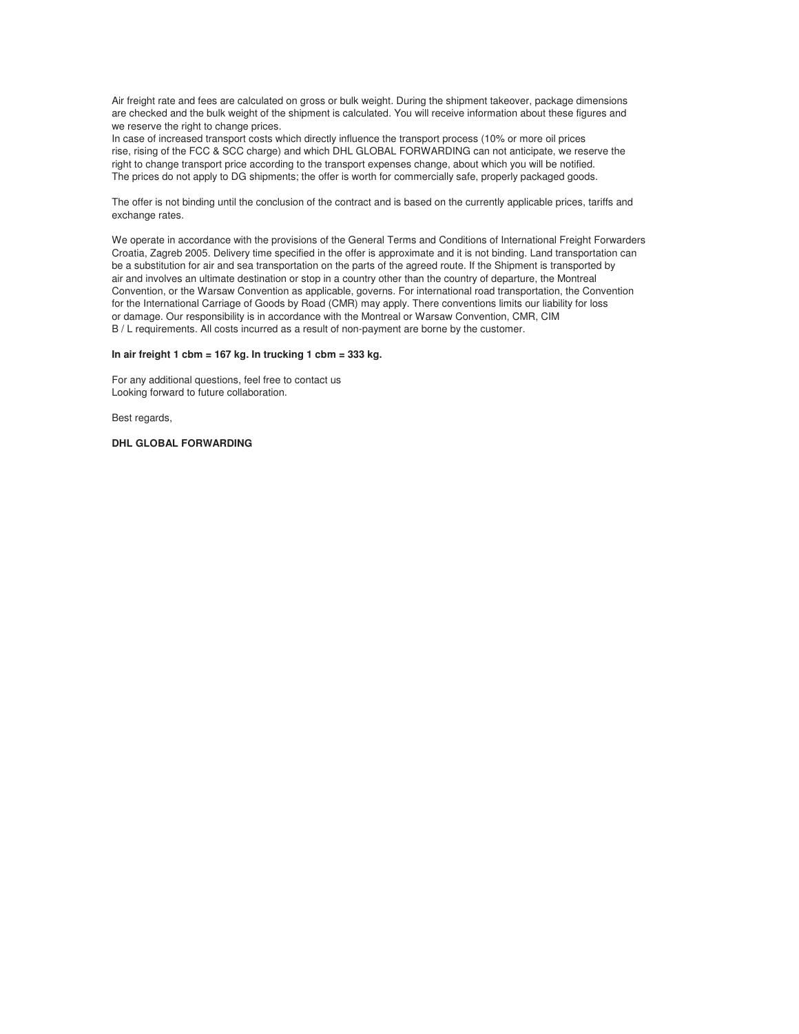Air freight rate and fees are calculated on gross or bulk weight. During the shipment takeover, package dimensions are checked and the bulk weight of the shipment is calculated. You will receive information about these figures and we reserve the right to change prices.
In case of increased transport costs which directly influence the transport process (10% or more oil prices rise, rising of the FCC & SCC charge) and which DHL GLOBAL FORWARDING can not anticipate, we reserve the right to change transport price according to the transport expenses change, about which you will be notified.
The prices do not apply to DG shipments; the offer is worth for commercially safe, properly packaged goods.

The offer is not binding until the conclusion of the contract and is based on the currently applicable prices, tariffs and exchange rates.

We operate in accordance with the provisions of the General Terms and Conditions of International Freight Forwarders Croatia, Zagreb 2005. Delivery time specified in the offer is approximate and it is not binding. Land transportation can be a substitution for air and sea transportation on the parts of the agreed route. If the Shipment is transported by air and involves an ultimate destination or stop in a country other than the country of departure, the Montreal Convention, or the Warsaw Convention as applicable, governs. For international road transportation, the Convention for the International Carriage of Goods by Road (CMR) may apply. There conventions limits our liability for loss or damage. Our responsibility is in accordance with the Montreal or Warsaw Convention, CMR, CIM B / L requirements. All costs incurred as a result of non-payment are borne by the customer.

**In air freight 1 cbm = 167 kg. In trucking 1 cbm = 333 kg.**

For any additional questions, feel free to contact us
Looking forward to future collaboration.

Best regards,

**DHL GLOBAL FORWARDING**